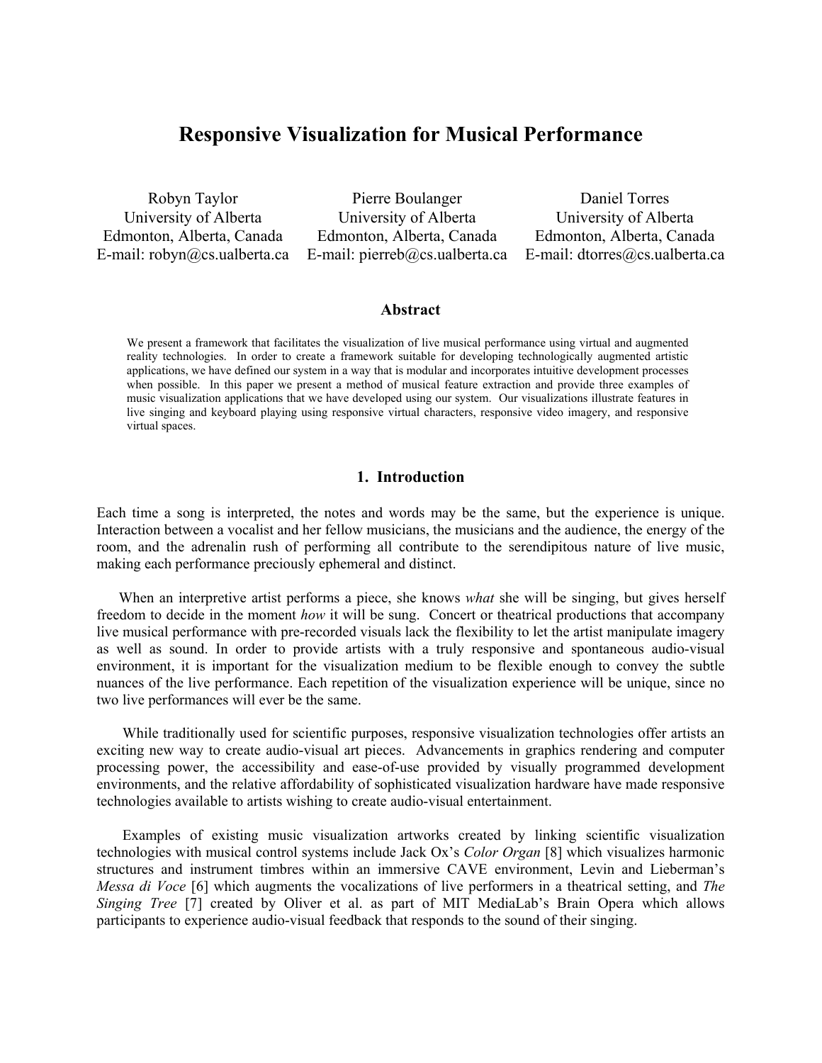# Responsive Visualization for Musical Performance

Robyn Taylor
University of Alberta
Edmonton, Alberta, Canada
E-mail: robyn@cs.ualberta.ca

Pierre Boulanger
University of Alberta
Edmonton, Alberta, Canada
E-mail: pierreb@cs.ualberta.ca

Daniel Torres
University of Alberta
Edmonton, Alberta, Canada
E-mail: dtorres@cs.ualberta.ca

## Abstract

We present a framework that facilitates the visualization of live musical performance using virtual and augmented reality technologies. In order to create a framework suitable for developing technologically augmented artistic applications, we have defined our system in a way that is modular and incorporates intuitive development processes when possible. In this paper we present a method of musical feature extraction and provide three examples of music visualization applications that we have developed using our system. Our visualizations illustrate features in live singing and keyboard playing using responsive virtual characters, responsive video imagery, and responsive virtual spaces.

## 1. Introduction

Each time a song is interpreted, the notes and words may be the same, but the experience is unique. Interaction between a vocalist and her fellow musicians, the musicians and the audience, the energy of the room, and the adrenalin rush of performing all contribute to the serendipitous nature of live music, making each performance preciously ephemeral and distinct.

When an interpretive artist performs a piece, she knows *what* she will be singing, but gives herself freedom to decide in the moment *how* it will be sung. Concert or theatrical productions that accompany live musical performance with pre-recorded visuals lack the flexibility to let the artist manipulate imagery as well as sound. In order to provide artists with a truly responsive and spontaneous audio-visual environment, it is important for the visualization medium to be flexible enough to convey the subtle nuances of the live performance. Each repetition of the visualization experience will be unique, since no two live performances will ever be the same.

While traditionally used for scientific purposes, responsive visualization technologies offer artists an exciting new way to create audio-visual art pieces. Advancements in graphics rendering and computer processing power, the accessibility and ease-of-use provided by visually programmed development environments, and the relative affordability of sophisticated visualization hardware have made responsive technologies available to artists wishing to create audio-visual entertainment.

Examples of existing music visualization artworks created by linking scientific visualization technologies with musical control systems include Jack Ox's *Color Organ* [8] which visualizes harmonic structures and instrument timbres within an immersive CAVE environment, Levin and Lieberman's *Messa di Voce* [6] which augments the vocalizations of live performers in a theatrical setting, and *The Singing Tree* [7] created by Oliver et al. as part of MIT MediaLab's Brain Opera which allows participants to experience audio-visual feedback that responds to the sound of their singing.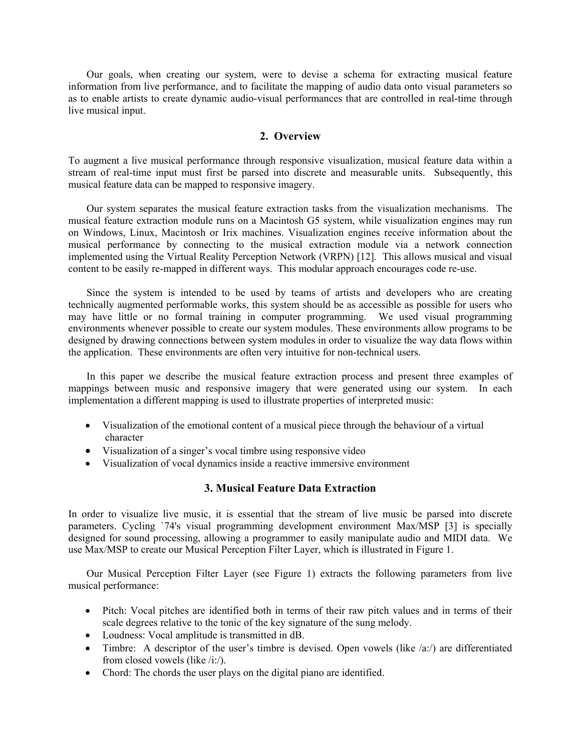Our goals, when creating our system, were to devise a schema for extracting musical feature information from live performance, and to facilitate the mapping of audio data onto visual parameters so as to enable artists to create dynamic audio-visual performances that are controlled in real-time through live musical input.

## 2. Overview

To augment a live musical performance through responsive visualization, musical feature data within a stream of real-time input must first be parsed into discrete and measurable units. Subsequently, this musical feature data can be mapped to responsive imagery.

Our system separates the musical feature extraction tasks from the visualization mechanisms. The musical feature extraction module runs on a Macintosh G5 system, while visualization engines may run on Windows, Linux, Macintosh or Irix machines. Visualization engines receive information about the musical performance by connecting to the musical extraction module via a network connection implemented using the Virtual Reality Perception Network (VRPN) [12]. This allows musical and visual content to be easily re-mapped in different ways. This modular approach encourages code re-use.

Since the system is intended to be used by teams of artists and developers who are creating technically augmented performable works, this system should be as accessible as possible for users who may have little or no formal training in computer programming. We used visual programming environments whenever possible to create our system modules. These environments allow programs to be designed by drawing connections between system modules in order to visualize the way data flows within the application. These environments are often very intuitive for non-technical users.

In this paper we describe the musical feature extraction process and present three examples of mappings between music and responsive imagery that were generated using our system. In each implementation a different mapping is used to illustrate properties of interpreted music:

- Visualization of the emotional content of a musical piece through the behaviour of a virtual character
- Visualization of a singer's vocal timbre using responsive video
- Visualization of vocal dynamics inside a reactive immersive environment

## 3. Musical Feature Data Extraction

In order to visualize live music, it is essential that the stream of live music be parsed into discrete parameters. Cycling `74's visual programming development environment Max/MSP [3] is specially designed for sound processing, allowing a programmer to easily manipulate audio and MIDI data. We use Max/MSP to create our Musical Perception Filter Layer, which is illustrated in Figure 1.

Our Musical Perception Filter Layer (see Figure 1) extracts the following parameters from live musical performance:

- Pitch: Vocal pitches are identified both in terms of their raw pitch values and in terms of their scale degrees relative to the tonic of the key signature of the sung melody.
- Loudness: Vocal amplitude is transmitted in dB.
- Timbre: A descriptor of the user's timbre is devised. Open vowels (like /a:/) are differentiated from closed vowels (like /i:/).
- Chord: The chords the user plays on the digital piano are identified.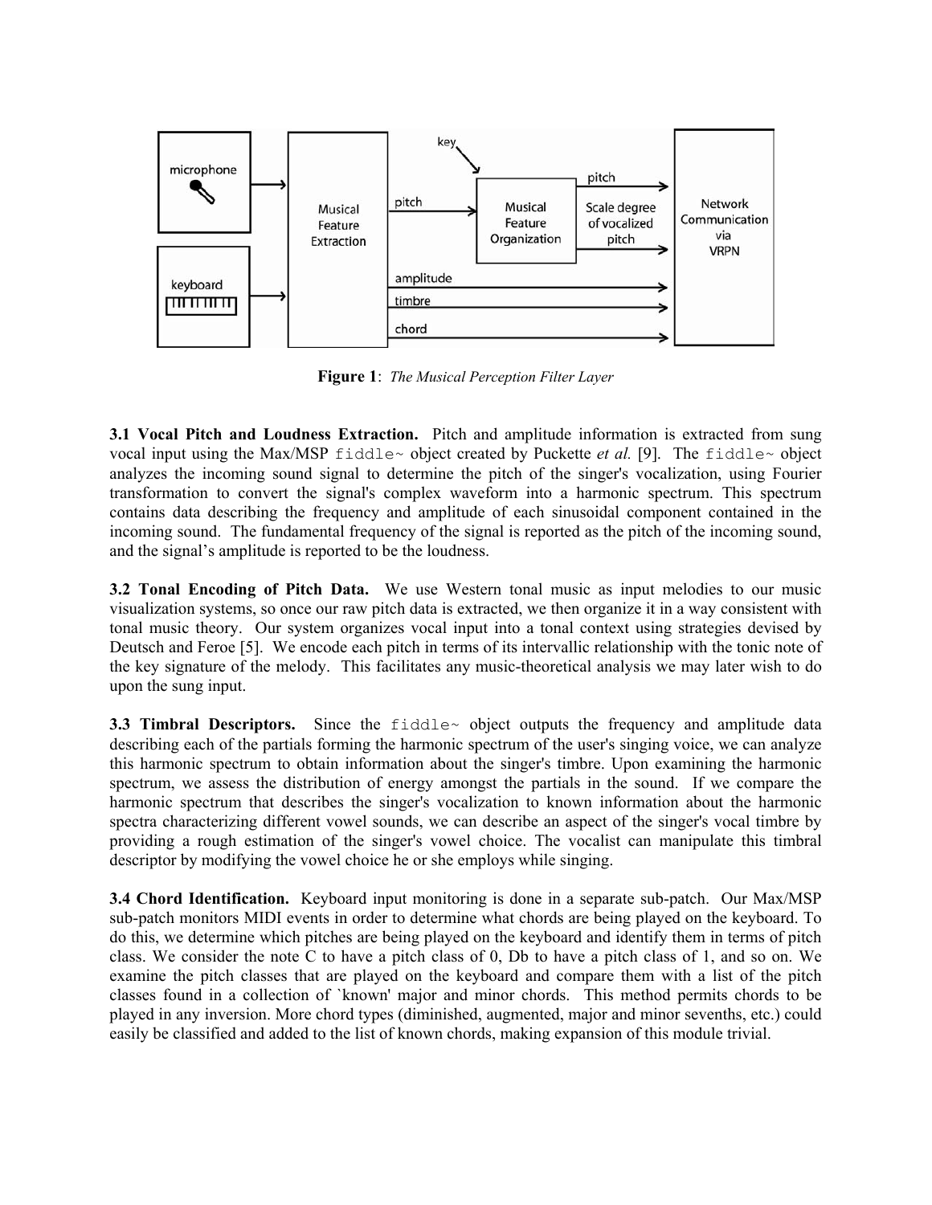**Figure 1**: *The Musical Perception Filter Layer*

**3.1 Vocal Pitch and Loudness Extraction.** Pitch and amplitude information is extracted from sung vocal input using the Max/MSP `fiddle~` object created by Puckette *et al.* [9]. The `fiddle~` object analyzes the incoming sound signal to determine the pitch of the singer's vocalization, using Fourier transformation to convert the signal's complex waveform into a harmonic spectrum. This spectrum contains data describing the frequency and amplitude of each sinusoidal component contained in the incoming sound. The fundamental frequency of the signal is reported as the pitch of the incoming sound, and the signal's amplitude is reported to be the loudness.

**3.2 Tonal Encoding of Pitch Data.** We use Western tonal music as input melodies to our music visualization systems, so once our raw pitch data is extracted, we then organize it in a way consistent with tonal music theory. Our system organizes vocal input into a tonal context using strategies devised by Deutsch and Feroe [5]. We encode each pitch in terms of its intervallic relationship with the tonic note of the key signature of the melody. This facilitates any music-theoretical analysis we may later wish to do upon the sung input.

**3.3 Timbral Descriptors.** Since the `fiddle~` object outputs the frequency and amplitude data describing each of the partials forming the harmonic spectrum of the user's singing voice, we can analyze this harmonic spectrum to obtain information about the singer's timbre. Upon examining the harmonic spectrum, we assess the distribution of energy amongst the partials in the sound. If we compare the harmonic spectrum that describes the singer's vocalization to known information about the harmonic spectra characterizing different vowel sounds, we can describe an aspect of the singer's vocal timbre by providing a rough estimation of the singer's vowel choice. The vocalist can manipulate this timbral descriptor by modifying the vowel choice he or she employs while singing.

**3.4 Chord Identification.** Keyboard input monitoring is done in a separate sub-patch. Our Max/MSP sub-patch monitors MIDI events in order to determine what chords are being played on the keyboard. To do this, we determine which pitches are being played on the keyboard and identify them in terms of pitch class. We consider the note C to have a pitch class of 0, Db to have a pitch class of 1, and so on. We examine the pitch classes that are played on the keyboard and compare them with a list of the pitch classes found in a collection of `known' major and minor chords. This method permits chords to be played in any inversion. More chord types (diminished, augmented, major and minor sevenths, etc.) could easily be classified and added to the list of known chords, making expansion of this module trivial.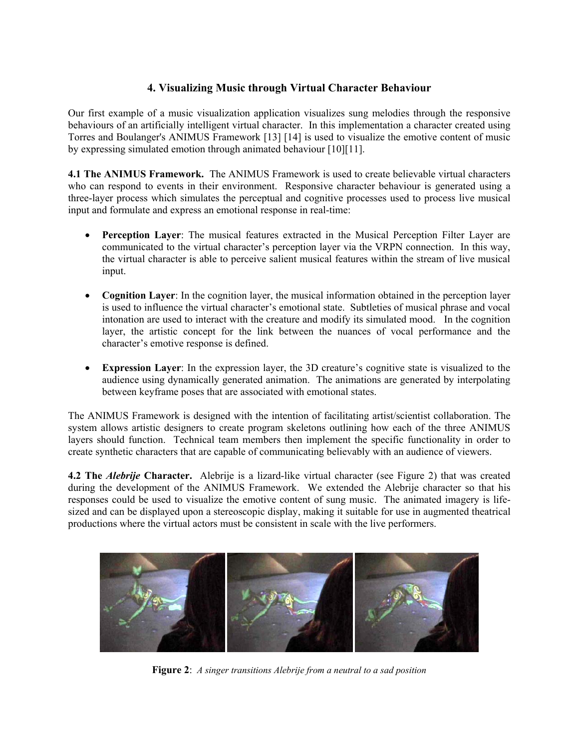## 4. Visualizing Music through Virtual Character Behaviour

Our first example of a music visualization application visualizes sung melodies through the responsive behaviours of an artificially intelligent virtual character. In this implementation a character created using Torres and Boulanger's ANIMUS Framework [13] [14] is used to visualize the emotive content of music by expressing simulated emotion through animated behaviour [10][11].

**4.1 The ANIMUS Framework.** The ANIMUS Framework is used to create believable virtual characters who can respond to events in their environment. Responsive character behaviour is generated using a three-layer process which simulates the perceptual and cognitive processes used to process live musical input and formulate and express an emotional response in real-time:

- **Perception Layer**: The musical features extracted in the Musical Perception Filter Layer are communicated to the virtual character's perception layer via the VRPN connection. In this way, the virtual character is able to perceive salient musical features within the stream of live musical input.

- **Cognition Layer**: In the cognition layer, the musical information obtained in the perception layer is used to influence the virtual character's emotional state. Subtleties of musical phrase and vocal intonation are used to interact with the creature and modify its simulated mood. In the cognition layer, the artistic concept for the link between the nuances of vocal performance and the character's emotive response is defined.

- **Expression Layer**: In the expression layer, the 3D creature's cognitive state is visualized to the audience using dynamically generated animation. The animations are generated by interpolating between keyframe poses that are associated with emotional states.

The ANIMUS Framework is designed with the intention of facilitating artist/scientist collaboration. The system allows artistic designers to create program skeletons outlining how each of the three ANIMUS layers should function. Technical team members then implement the specific functionality in order to create synthetic characters that are capable of communicating believably with an audience of viewers.

**4.2 The *Alebrije* Character.** Alebrije is a lizard-like virtual character (see Figure 2) that was created during the development of the ANIMUS Framework. We extended the Alebrije character so that his responses could be used to visualize the emotive content of sung music. The animated imagery is life-sized and can be displayed upon a stereoscopic display, making it suitable for use in augmented theatrical productions where the virtual actors must be consistent in scale with the live performers.

**Figure 2**: *A singer transitions Alebrije from a neutral to a sad position*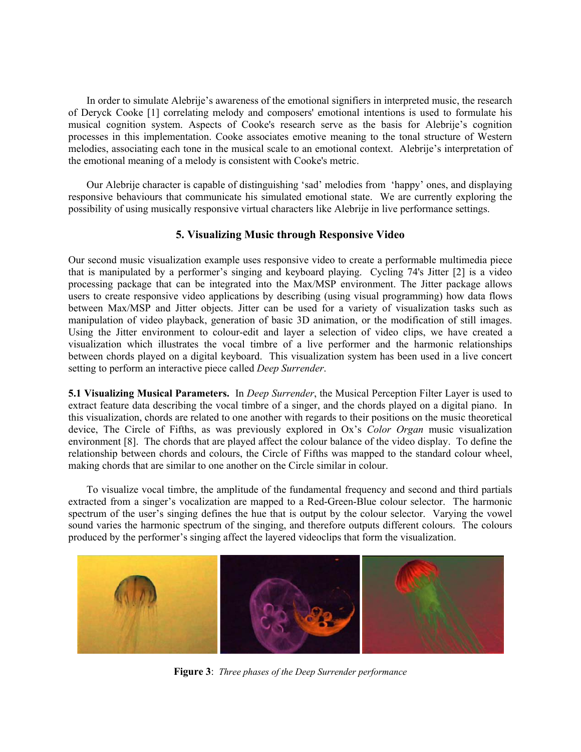In order to simulate Alebrije's awareness of the emotional signifiers in interpreted music, the research of Deryck Cooke [1] correlating melody and composers' emotional intentions is used to formulate his musical cognition system. Aspects of Cooke's research serve as the basis for Alebrije's cognition processes in this implementation. Cooke associates emotive meaning to the tonal structure of Western melodies, associating each tone in the musical scale to an emotional context. Alebrije's interpretation of the emotional meaning of a melody is consistent with Cooke's metric.

Our Alebrije character is capable of distinguishing 'sad' melodies from 'happy' ones, and displaying responsive behaviours that communicate his simulated emotional state. We are currently exploring the possibility of using musically responsive virtual characters like Alebrije in live performance settings.

## 5. Visualizing Music through Responsive Video

Our second music visualization example uses responsive video to create a performable multimedia piece that is manipulated by a performer's singing and keyboard playing. Cycling 74's Jitter [2] is a video processing package that can be integrated into the Max/MSP environment. The Jitter package allows users to create responsive video applications by describing (using visual programming) how data flows between Max/MSP and Jitter objects. Jitter can be used for a variety of visualization tasks such as manipulation of video playback, generation of basic 3D animation, or the modification of still images. Using the Jitter environment to colour-edit and layer a selection of video clips, we have created a visualization which illustrates the vocal timbre of a live performer and the harmonic relationships between chords played on a digital keyboard. This visualization system has been used in a live concert setting to perform an interactive piece called *Deep Surrender*.

**5.1 Visualizing Musical Parameters.** In *Deep Surrender*, the Musical Perception Filter Layer is used to extract feature data describing the vocal timbre of a singer, and the chords played on a digital piano. In this visualization, chords are related to one another with regards to their positions on the music theoretical device, The Circle of Fifths, as was previously explored in Ox's *Color Organ* music visualization environment [8]. The chords that are played affect the colour balance of the video display. To define the relationship between chords and colours, the Circle of Fifths was mapped to the standard colour wheel, making chords that are similar to one another on the Circle similar in colour.

To visualize vocal timbre, the amplitude of the fundamental frequency and second and third partials extracted from a singer's vocalization are mapped to a Red-Green-Blue colour selector. The harmonic spectrum of the user's singing defines the hue that is output by the colour selector. Varying the vowel sound varies the harmonic spectrum of the singing, and therefore outputs different colours. The colours produced by the performer's singing affect the layered videoclips that form the visualization.

**Figure 3**: *Three phases of the Deep Surrender performance*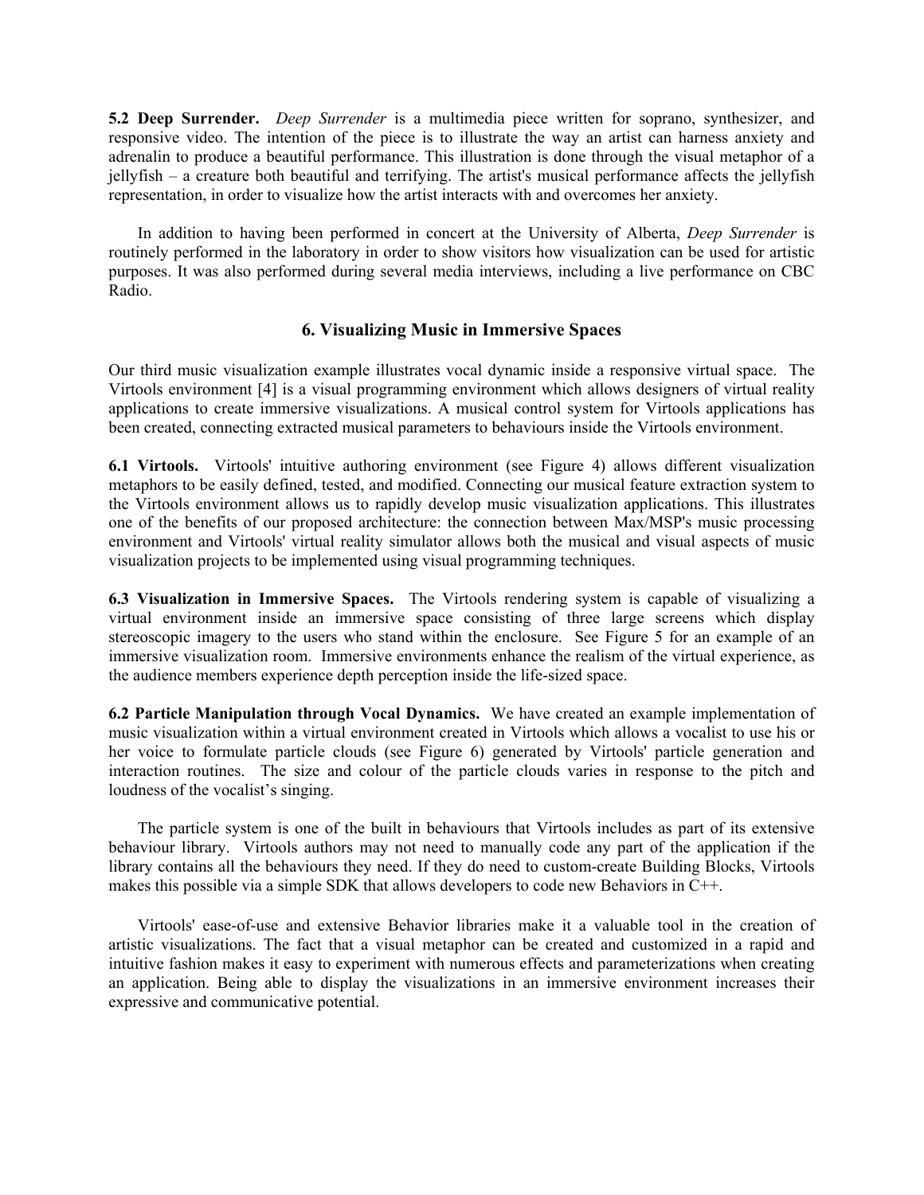**5.2 Deep Surrender.** *Deep Surrender* is a multimedia piece written for soprano, synthesizer, and responsive video. The intention of the piece is to illustrate the way an artist can harness anxiety and adrenalin to produce a beautiful performance. This illustration is done through the visual metaphor of a jellyfish – a creature both beautiful and terrifying. The artist's musical performance affects the jellyfish representation, in order to visualize how the artist interacts with and overcomes her anxiety.

In addition to having been performed in concert at the University of Alberta, *Deep Surrender* is routinely performed in the laboratory in order to show visitors how visualization can be used for artistic purposes. It was also performed during several media interviews, including a live performance on CBC Radio.

## 6. Visualizing Music in Immersive Spaces

Our third music visualization example illustrates vocal dynamic inside a responsive virtual space. The Virtools environment [4] is a visual programming environment which allows designers of virtual reality applications to create immersive visualizations. A musical control system for Virtools applications has been created, connecting extracted musical parameters to behaviours inside the Virtools environment.

**6.1 Virtools.** Virtools' intuitive authoring environment (see Figure 4) allows different visualization metaphors to be easily defined, tested, and modified. Connecting our musical feature extraction system to the Virtools environment allows us to rapidly develop music visualization applications. This illustrates one of the benefits of our proposed architecture: the connection between Max/MSP's music processing environment and Virtools' virtual reality simulator allows both the musical and visual aspects of music visualization projects to be implemented using visual programming techniques.

**6.3 Visualization in Immersive Spaces.** The Virtools rendering system is capable of visualizing a virtual environment inside an immersive space consisting of three large screens which display stereoscopic imagery to the users who stand within the enclosure. See Figure 5 for an example of an immersive visualization room. Immersive environments enhance the realism of the virtual experience, as the audience members experience depth perception inside the life-sized space.

**6.2 Particle Manipulation through Vocal Dynamics.** We have created an example implementation of music visualization within a virtual environment created in Virtools which allows a vocalist to use his or her voice to formulate particle clouds (see Figure 6) generated by Virtools' particle generation and interaction routines. The size and colour of the particle clouds varies in response to the pitch and loudness of the vocalist's singing.

The particle system is one of the built in behaviours that Virtools includes as part of its extensive behaviour library. Virtools authors may not need to manually code any part of the application if the library contains all the behaviours they need. If they do need to custom-create Building Blocks, Virtools makes this possible via a simple SDK that allows developers to code new Behaviors in C++.

Virtools' ease-of-use and extensive Behavior libraries make it a valuable tool in the creation of artistic visualizations. The fact that a visual metaphor can be created and customized in a rapid and intuitive fashion makes it easy to experiment with numerous effects and parameterizations when creating an application. Being able to display the visualizations in an immersive environment increases their expressive and communicative potential.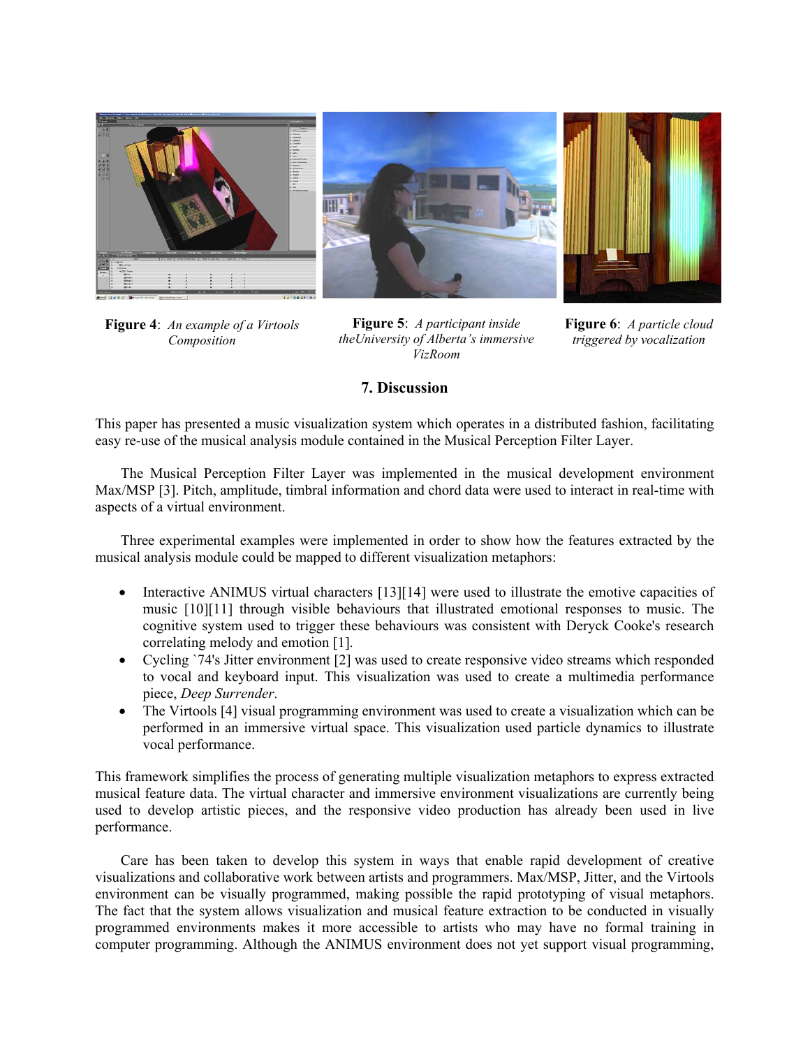**Figure 4**: *An example of a Virtools Composition*

**Figure 5**: *A participant inside theUniversity of Alberta's immersive VizRoom*

**Figure 6**: *A particle cloud triggered by vocalization*

## 7. Discussion

This paper has presented a music visualization system which operates in a distributed fashion, facilitating easy re-use of the musical analysis module contained in the Musical Perception Filter Layer.

The Musical Perception Filter Layer was implemented in the musical development environment Max/MSP [3]. Pitch, amplitude, timbral information and chord data were used to interact in real-time with aspects of a virtual environment.

Three experimental examples were implemented in order to show how the features extracted by the musical analysis module could be mapped to different visualization metaphors:

- Interactive ANIMUS virtual characters [13][14] were used to illustrate the emotive capacities of music [10][11] through visible behaviours that illustrated emotional responses to music. The cognitive system used to trigger these behaviours was consistent with Deryck Cooke's research correlating melody and emotion [1].
- Cycling `74's Jitter environment [2] was used to create responsive video streams which responded to vocal and keyboard input. This visualization was used to create a multimedia performance piece, *Deep Surrender*.
- The Virtools [4] visual programming environment was used to create a visualization which can be performed in an immersive virtual space. This visualization used particle dynamics to illustrate vocal performance.

This framework simplifies the process of generating multiple visualization metaphors to express extracted musical feature data. The virtual character and immersive environment visualizations are currently being used to develop artistic pieces, and the responsive video production has already been used in live performance.

Care has been taken to develop this system in ways that enable rapid development of creative visualizations and collaborative work between artists and programmers. Max/MSP, Jitter, and the Virtools environment can be visually programmed, making possible the rapid prototyping of visual metaphors. The fact that the system allows visualization and musical feature extraction to be conducted in visually programmed environments makes it more accessible to artists who may have no formal training in computer programming. Although the ANIMUS environment does not yet support visual programming,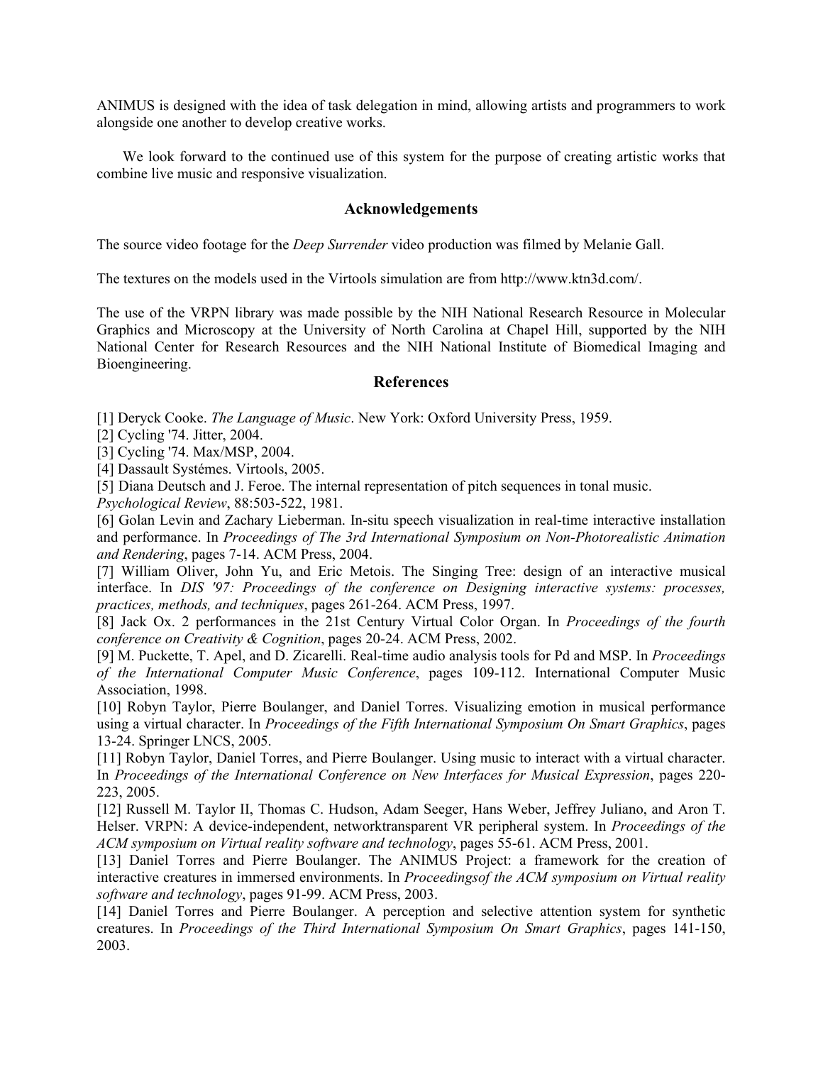ANIMUS is designed with the idea of task delegation in mind, allowing artists and programmers to work alongside one another to develop creative works.

We look forward to the continued use of this system for the purpose of creating artistic works that combine live music and responsive visualization.

## Acknowledgements

The source video footage for the *Deep Surrender* video production was filmed by Melanie Gall.

The textures on the models used in the Virtools simulation are from http://www.ktn3d.com/.

The use of the VRPN library was made possible by the NIH National Research Resource in Molecular Graphics and Microscopy at the University of North Carolina at Chapel Hill, supported by the NIH National Center for Research Resources and the NIH National Institute of Biomedical Imaging and Bioengineering.

## References

[1] Deryck Cooke. *The Language of Music*. New York: Oxford University Press, 1959.
[2] Cycling '74. Jitter, 2004.
[3] Cycling '74. Max/MSP, 2004.
[4] Dassault Systémes. Virtools, 2005.
[5] Diana Deutsch and J. Feroe. The internal representation of pitch sequences in tonal music. *Psychological Review*, 88:503-522, 1981.
[6] Golan Levin and Zachary Lieberman. In-situ speech visualization in real-time interactive installation and performance. In *Proceedings of The 3rd International Symposium on Non-Photorealistic Animation and Rendering*, pages 7-14. ACM Press, 2004.
[7] William Oliver, John Yu, and Eric Metois. The Singing Tree: design of an interactive musical interface. In *DIS '97: Proceedings of the conference on Designing interactive systems: processes, practices, methods, and techniques*, pages 261-264. ACM Press, 1997.
[8] Jack Ox. 2 performances in the 21st Century Virtual Color Organ. In *Proceedings of the fourth conference on Creativity & Cognition*, pages 20-24. ACM Press, 2002.
[9] M. Puckette, T. Apel, and D. Zicarelli. Real-time audio analysis tools for Pd and MSP. In *Proceedings of the International Computer Music Conference*, pages 109-112. International Computer Music Association, 1998.
[10] Robyn Taylor, Pierre Boulanger, and Daniel Torres. Visualizing emotion in musical performance using a virtual character. In *Proceedings of the Fifth International Symposium On Smart Graphics*, pages 13-24. Springer LNCS, 2005.
[11] Robyn Taylor, Daniel Torres, and Pierre Boulanger. Using music to interact with a virtual character. In *Proceedings of the International Conference on New Interfaces for Musical Expression*, pages 220-223, 2005.
[12] Russell M. Taylor II, Thomas C. Hudson, Adam Seeger, Hans Weber, Jeffrey Juliano, and Aron T. Helser. VRPN: A device-independent, networktransparent VR peripheral system. In *Proceedings of the ACM symposium on Virtual reality software and technology*, pages 55-61. ACM Press, 2001.
[13] Daniel Torres and Pierre Boulanger. The ANIMUS Project: a framework for the creation of interactive creatures in immersed environments. In *Proceedingsof the ACM symposium on Virtual reality software and technology*, pages 91-99. ACM Press, 2003.
[14] Daniel Torres and Pierre Boulanger. A perception and selective attention system for synthetic creatures. In *Proceedings of the Third International Symposium On Smart Graphics*, pages 141-150, 2003.